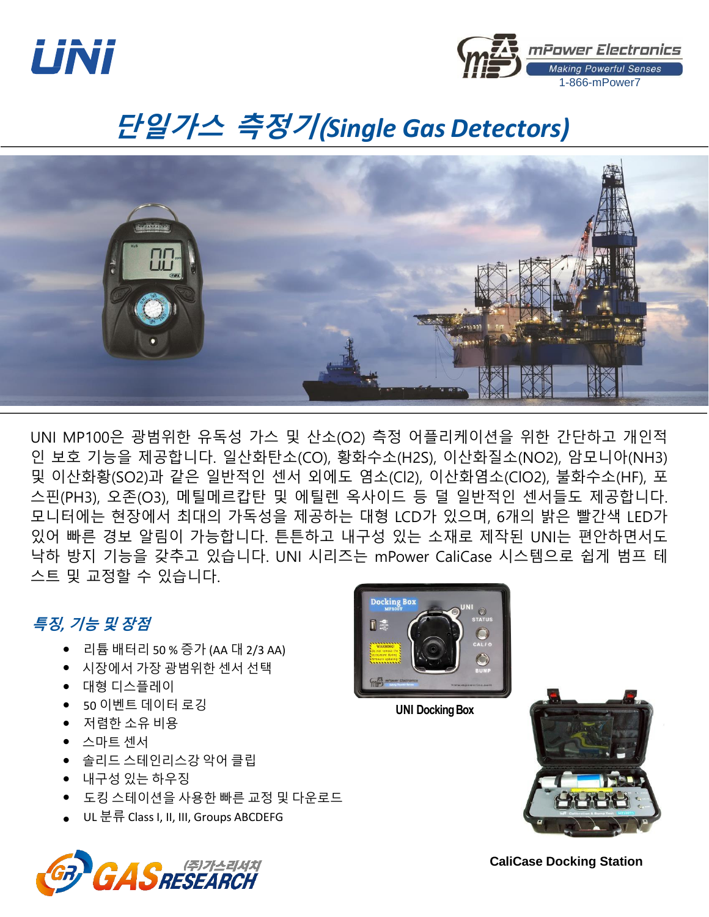UNi

mPower Electronics
Making Powerful Senses
1-866-mPower7

# 단일가스 측정기(Single Gas Detectors)

UNI MP100은 광범위한 유독성 가스 및 산소($O_2$) 측정 어플리케이션을 위한 간단하고 개인적인 보호 기능을 제공합니다. 일산화탄소(CO), 황화수소($H_2S$), 이산화질소($NO_2$), 암모니아($NH_3$) 및 이산화황($SO_2$)과 같은 일반적인 센서 외에도 염소($Cl_2$), 이산화염소($ClO_2$), 불화수소(HF), 포스핀($PH_3$), 오존($O_3$), 메틸메르캅탄 및 에틸렌 옥사이드 등 덜 일반적인 센서들도 제공합니다. 모니터에는 현장에서 최대의 가독성을 제공하는 대형 LCD가 있으며, 6개의 밝은 빨간색 LED가 있어 빠른 경보 알림이 가능합니다. 튼튼하고 내구성 있는 소재로 제작된 UNI는 편안하면서도 낙하 방지 기능을 갖추고 있습니다. UNI 시리즈는 mPower CaliCase 시스템으로 쉽게 범프 테스트 및 교정할 수 있습니다.

## 특징, 기능 및 장점

- 리튬 배터리 50 % 증가 (AA 대 2/3 AA)
- 시장에서 가장 광범위한 센서 선택
- 대형 디스플레이
- 50 이벤트 데이터 로깅
- 저렴한 소유 비용
- 스마트 센서
- 솔리드 스테인리스강 악어 클립
- 내구성 있는 하우징
- 도킹 스테이션을 사용한 빠른 교정 및 다운로드
- UL 분류 Class I, II, III, Groups ABCDEFG

UNI Docking Box

CaliCase Docking Station

(주)가스리서치 GAS RESEARCH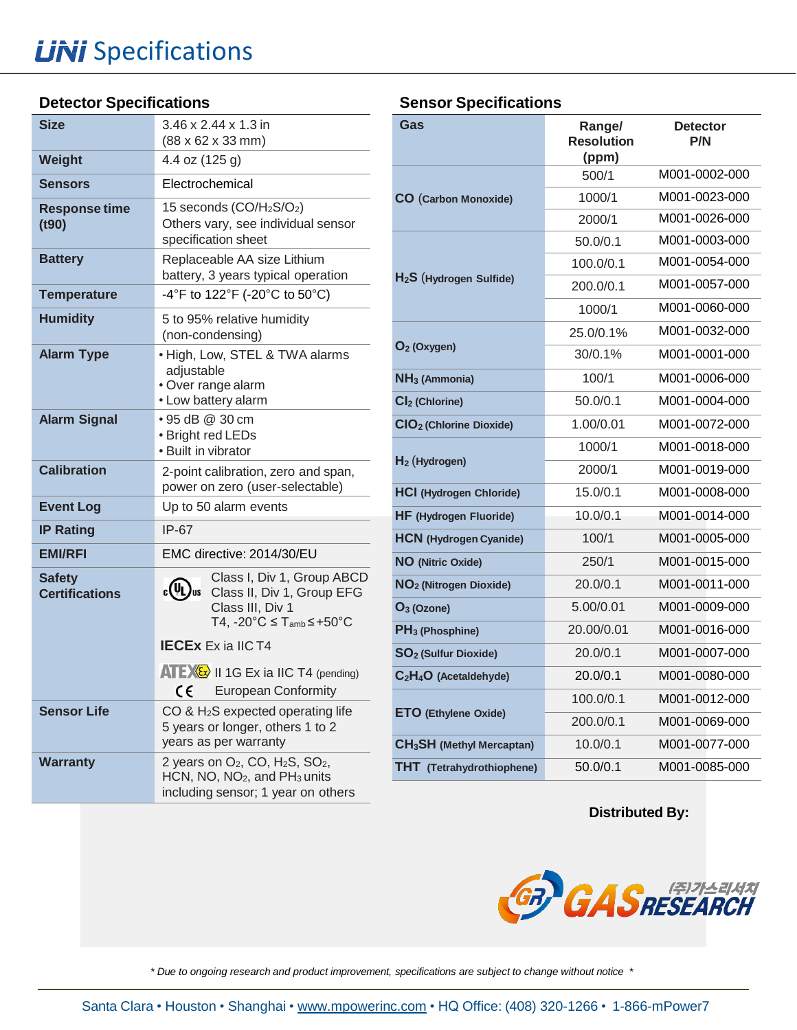# UNi Specifications

## Detector Specifications

| | |
|---|---|
| **Size** | 3.46 x 2.44 x 1.3 in (88 x 62 x 33 mm) |
| **Weight** | 4.4 oz (125 g) |
| **Sensors** | Electrochemical |
| **Response time (t90)** | 15 seconds ($CO/H_2S/O_2$) Others vary, see individual sensor specification sheet |
| **Battery** | Replaceable AA size Lithium battery, 3 years typical operation |
| **Temperature** | -4°F to 122°F (-20°C to 50°C) |
| **Humidity** | 5 to 95% relative humidity (non-condensing) |
| **Alarm Type** | • High, Low, STEL & TWA alarms adjustable • Over range alarm • Low battery alarm |
| **Alarm Signal** | • 95 dB @ 30 cm • Bright red LEDs • Built in vibrator |
| **Calibration** | 2-point calibration, zero and span, power on zero (user-selectable) |
| **Event Log** | Up to 50 alarm events |
| **IP Rating** | IP-67 |
| **EMI/RFI** | EMC directive: 2014/30/EU |
| **Safety Certifications** | cULus Class I, Div 1, Group ABCD Class II, Div 1, Group EFG Class III, Div 1 T4, -20°C ≤ $T_{amb}$ ≤ +50°C; **IECEx** Ex ia IIC T4; ATEX II 1G Ex ia IIC T4 (pending); CE European Conformity |
| **Sensor Life** | CO & $H_2S$ expected operating life 5 years or longer, others 1 to 2 years as per warranty |
| **Warranty** | 2 years on $O_2$, CO, $H_2S$, $SO_2$, HCN, NO, $NO_2$, and $PH_3$ units including sensor; 1 year on others |

## Sensor Specifications

| Gas | Range/ Resolution (ppm) | Detector P/N |
|---|---|---|
| **CO** (Carbon Monoxide) | 500/1 | M001-0002-000 |
| | 1000/1 | M001-0023-000 |
| | 2000/1 | M001-0026-000 |
| **$H_2S$** (Hydrogen Sulfide) | 50.0/0.1 | M001-0003-000 |
| | 100.0/0.1 | M001-0054-000 |
| | 200.0/0.1 | M001-0057-000 |
| | 1000/1 | M001-0060-000 |
| **$O_2$** (Oxygen) | 25.0/0.1% | M001-0032-000 |
| | 30/0.1% | M001-0001-000 |
| **$NH_3$** (Ammonia) | 100/1 | M001-0006-000 |
| **$Cl_2$** (Chlorine) | 50.0/0.1 | M001-0004-000 |
| **$ClO_2$** (Chlorine Dioxide) | 1.00/0.01 | M001-0072-000 |
| **$H_2$** (Hydrogen) | 1000/1 | M001-0018-000 |
| | 2000/1 | M001-0019-000 |
| **HCl** (Hydrogen Chloride) | 15.0/0.1 | M001-0008-000 |
| **HF** (Hydrogen Fluoride) | 10.0/0.1 | M001-0014-000 |
| **HCN** (Hydrogen Cyanide) | 100/1 | M001-0005-000 |
| **NO** (Nitric Oxide) | 250/1 | M001-0015-000 |
| **$NO_2$** (Nitrogen Dioxide) | 20.0/0.1 | M001-0011-000 |
| **$O_3$** (Ozone) | 5.00/0.01 | M001-0009-000 |
| **$PH_3$** (Phosphine) | 20.00/0.01 | M001-0016-000 |
| **$SO_2$** (Sulfur Dioxide) | 20.0/0.1 | M001-0007-000 |
| **$C_2H_4O$** (Acetaldehyde) | 20.0/0.1 | M001-0080-000 |
| **ETO** (Ethylene Oxide) | 100.0/0.1 | M001-0012-000 |
| | 200.0/0.1 | M001-0069-000 |
| **$CH_3SH$** (Methyl Mercaptan) | 10.0/0.1 | M001-0077-000 |
| **THT** (Tetrahydrothiophene) | 50.0/0.1 | M001-0085-000 |

**Distributed By:**

GR GAS RESEARCH (주)가스리서치

*\* Due to ongoing research and product improvement, specifications are subject to change without notice \**

Santa Clara • Houston • Shanghai • www.mpowerinc.com • HQ Office: (408) 320-1266 • 1-866-mPower7